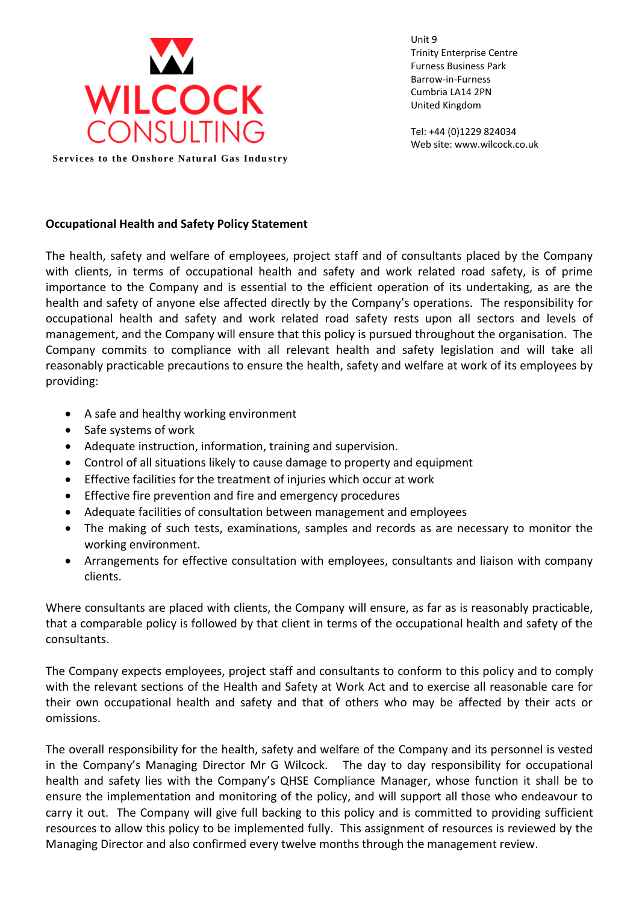**WILCOCK CONSULTING**

**Services to the Onshore Natural Gas Industry**

Unit 9
Trinity Enterprise Centre
Furness Business Park
Barrow-in-Furness
Cumbria LA14 2PN
United Kingdom

Tel: +44 (0)1229 824034
Web site: www.wilcock.co.uk

**Occupational Health and Safety Policy Statement**

The health, safety and welfare of employees, project staff and of consultants placed by the Company with clients, in terms of occupational health and safety and work related road safety, is of prime importance to the Company and is essential to the efficient operation of its undertaking, as are the health and safety of anyone else affected directly by the Company's operations. The responsibility for occupational health and safety and work related road safety rests upon all sectors and levels of management, and the Company will ensure that this policy is pursued throughout the organisation. The Company commits to compliance with all relevant health and safety legislation and will take all reasonably practicable precautions to ensure the health, safety and welfare at work of its employees by providing:

- A safe and healthy working environment
- Safe systems of work
- Adequate instruction, information, training and supervision.
- Control of all situations likely to cause damage to property and equipment
- Effective facilities for the treatment of injuries which occur at work
- Effective fire prevention and fire and emergency procedures
- Adequate facilities of consultation between management and employees
- The making of such tests, examinations, samples and records as are necessary to monitor the working environment.
- Arrangements for effective consultation with employees, consultants and liaison with company clients.

Where consultants are placed with clients, the Company will ensure, as far as is reasonably practicable, that a comparable policy is followed by that client in terms of the occupational health and safety of the consultants.

The Company expects employees, project staff and consultants to conform to this policy and to comply with the relevant sections of the Health and Safety at Work Act and to exercise all reasonable care for their own occupational health and safety and that of others who may be affected by their acts or omissions.

The overall responsibility for the health, safety and welfare of the Company and its personnel is vested in the Company's Managing Director Mr G Wilcock. The day to day responsibility for occupational health and safety lies with the Company's QHSE Compliance Manager, whose function it shall be to ensure the implementation and monitoring of the policy, and will support all those who endeavour to carry it out. The Company will give full backing to this policy and is committed to providing sufficient resources to allow this policy to be implemented fully. This assignment of resources is reviewed by the Managing Director and also confirmed every twelve months through the management review.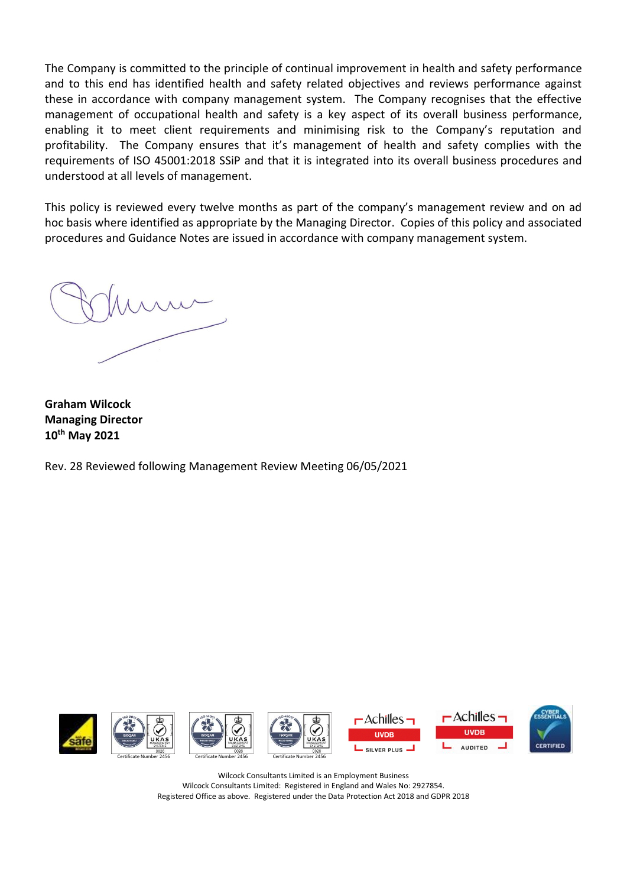The Company is committed to the principle of continual improvement in health and safety performance and to this end has identified health and safety related objectives and reviews performance against these in accordance with company management system. The Company recognises that the effective management of occupational health and safety is a key aspect of its overall business performance, enabling it to meet client requirements and minimising risk to the Company's reputation and profitability. The Company ensures that it's management of health and safety complies with the requirements of ISO 45001:2018 SSiP and that it is integrated into its overall business procedures and understood at all levels of management.

This policy is reviewed every twelve months as part of the company's management review and on ad hoc basis where identified as appropriate by the Managing Director. Copies of this policy and associated procedures and Guidance Notes are issued in accordance with company management system.

**Graham Wilcock**
**Managing Director**
**10th May 2021**

Rev. 28 Reviewed following Management Review Meeting 06/05/2021

Wilcock Consultants Limited is an Employment Business
Wilcock Consultants Limited: Registered in England and Wales No: 2927854.
Registered Office as above. Registered under the Data Protection Act 2018 and GDPR 2018